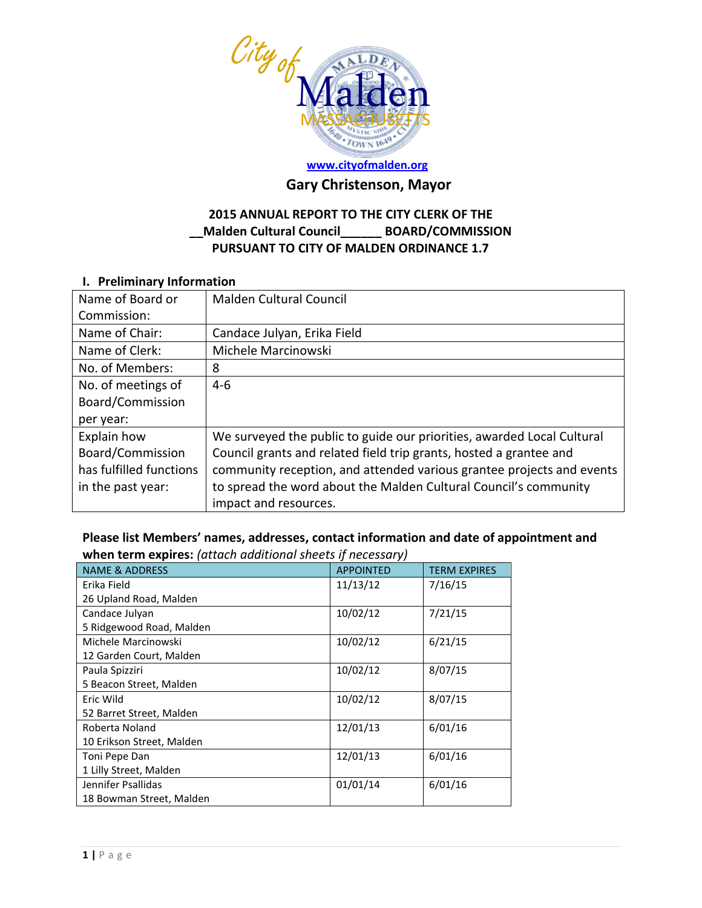City of Malden Massachusetts

www.cityofmalden.org

**Gary Christenson, Mayor**

**2015 ANNUAL REPORT TO THE CITY CLERK OF THE**
**__Malden Cultural Council______ BOARD/COMMISSION**
**PURSUANT TO CITY OF MALDEN ORDINANCE 1.7**

## I. Preliminary Information

| | |
|---|---|
| Name of Board or Commission: | Malden Cultural Council |
| Name of Chair: | Candace Julyan, Erika Field |
| Name of Clerk: | Michele Marcinowski |
| No. of Members: | 8 |
| No. of meetings of Board/Commission per year: | 4-6 |
| Explain how Board/Commission has fulfilled functions in the past year: | We surveyed the public to guide our priorities, awarded Local Cultural Council grants and related field trip grants, hosted a grantee and community reception, and attended various grantee projects and events to spread the word about the Malden Cultural Council's community impact and resources. |

**Please list Members' names, addresses, contact information and date of appointment and when term expires:** *(attach additional sheets if necessary)*

| NAME & ADDRESS | APPOINTED | TERM EXPIRES |
|---|---|---|
| Erika Field<br>26 Upland Road, Malden | 11/13/12 | 7/16/15 |
| Candace Julyan<br>5 Ridgewood Road, Malden | 10/02/12 | 7/21/15 |
| Michele Marcinowski<br>12 Garden Court, Malden | 10/02/12 | 6/21/15 |
| Paula Spizziri<br>5 Beacon Street, Malden | 10/02/12 | 8/07/15 |
| Eric Wild<br>52 Barret Street, Malden | 10/02/12 | 8/07/15 |
| Roberta Noland<br>10 Erikson Street, Malden | 12/01/13 | 6/01/16 |
| Toni Pepe Dan<br>1 Lilly Street, Malden | 12/01/13 | 6/01/16 |
| Jennifer Psallidas<br>18 Bowman Street, Malden | 01/01/14 | 6/01/16 |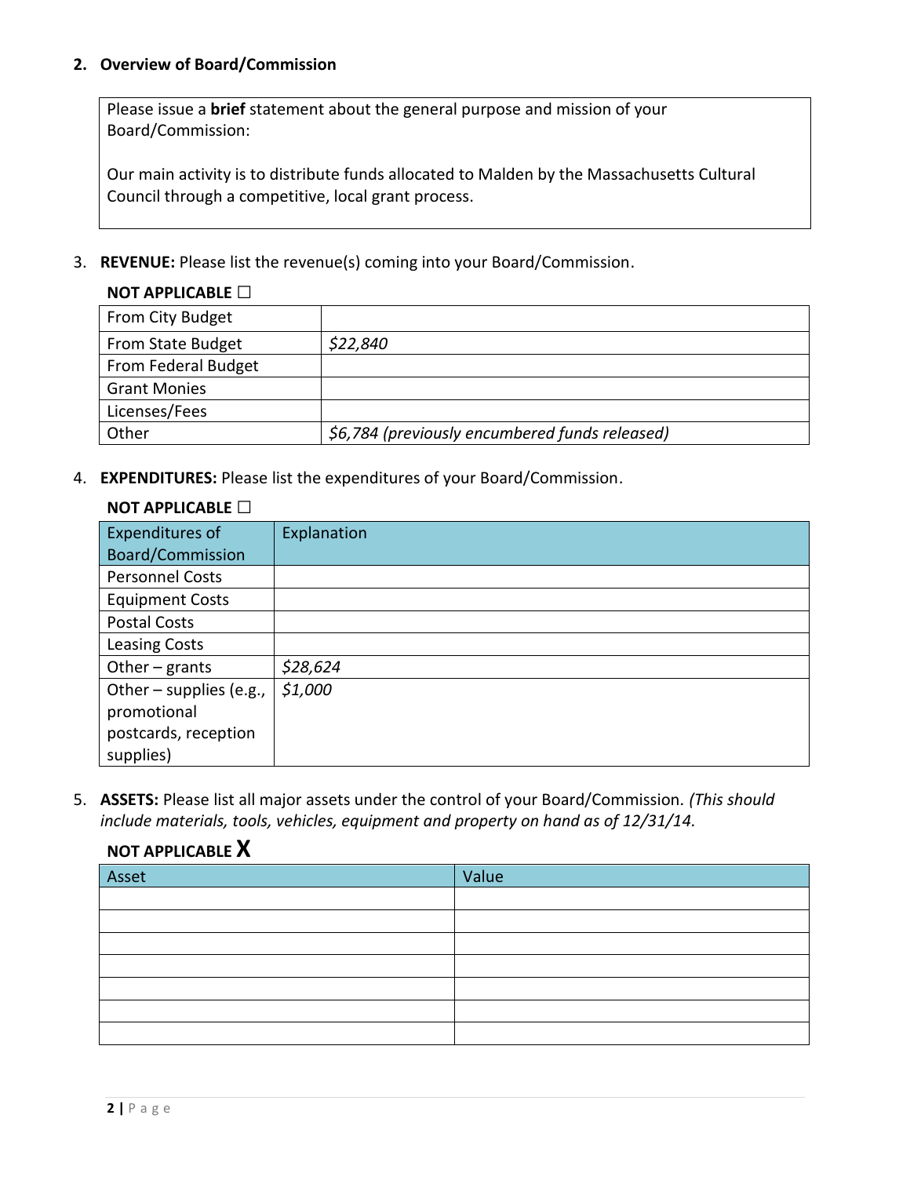**2. Overview of Board/Commission**

Please issue a **brief** statement about the general purpose and mission of your Board/Commission:

Our main activity is to distribute funds allocated to Malden by the Massachusetts Cultural Council through a competitive, local grant process.

3. **REVENUE:** Please list the revenue(s) coming into your Board/Commission.

**NOT APPLICABLE ☐**

| | |
|---|---|
| From City Budget | |
| From State Budget | *$22,840* |
| From Federal Budget | |
| Grant Monies | |
| Licenses/Fees | |
| Other | *$6,784 (previously encumbered funds released)* |

4. **EXPENDITURES:** Please list the expenditures of your Board/Commission.

**NOT APPLICABLE ☐**

| Expenditures of Board/Commission | Explanation |
|---|---|
| Personnel Costs | |
| Equipment Costs | |
| Postal Costs | |
| Leasing Costs | |
| Other – grants | *$28,624* |
| Other – supplies (e.g., promotional postcards, reception supplies) | *$1,000* |

5. **ASSETS:** Please list all major assets under the control of your Board/Commission. *(This should include materials, tools, vehicles, equipment and property on hand as of 12/31/14.*

**NOT APPLICABLE X**

| Asset | Value |
|---|---|
| | |
| | |
| | |
| | |
| | |
| | |
| | |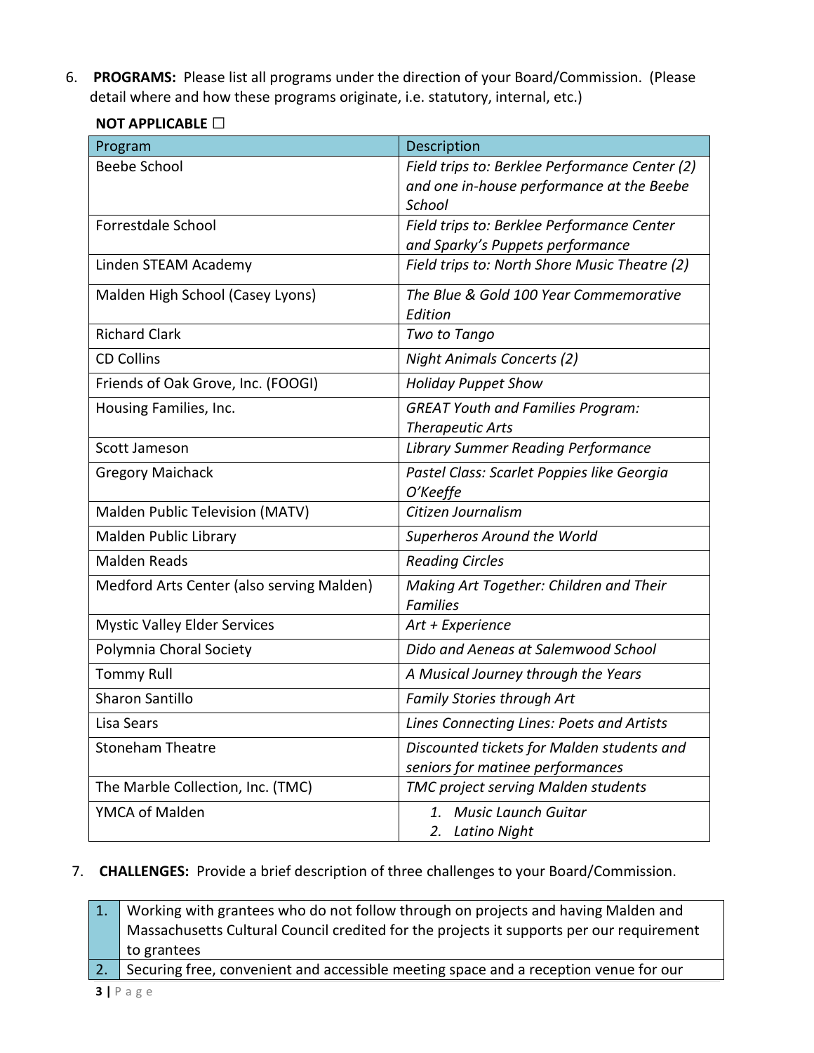6. **PROGRAMS:** Please list all programs under the direction of your Board/Commission. (Please detail where and how these programs originate, i.e. statutory, internal, etc.)

**NOT APPLICABLE ☐**

| Program | Description |
|---|---|
| Beebe School | *Field trips to: Berklee Performance Center (2) and one in-house performance at the Beebe School* |
| Forrestdale School | *Field trips to: Berklee Performance Center and Sparky's Puppets performance* |
| Linden STEAM Academy | *Field trips to: North Shore Music Theatre (2)* |
| Malden High School (Casey Lyons) | *The Blue & Gold 100 Year Commemorative Edition* |
| Richard Clark | *Two to Tango* |
| CD Collins | *Night Animals Concerts (2)* |
| Friends of Oak Grove, Inc. (FOOGI) | *Holiday Puppet Show* |
| Housing Families, Inc. | *GREAT Youth and Families Program: Therapeutic Arts* |
| Scott Jameson | *Library Summer Reading Performance* |
| Gregory Maichack | *Pastel Class: Scarlet Poppies like Georgia O'Keeffe* |
| Malden Public Television (MATV) | *Citizen Journalism* |
| Malden Public Library | *Superheros Around the World* |
| Malden Reads | *Reading Circles* |
| Medford Arts Center (also serving Malden) | *Making Art Together: Children and Their Families* |
| Mystic Valley Elder Services | *Art + Experience* |
| Polymnia Choral Society | *Dido and Aeneas at Salemwood School* |
| Tommy Rull | *A Musical Journey through the Years* |
| Sharon Santillo | *Family Stories through Art* |
| Lisa Sears | *Lines Connecting Lines: Poets and Artists* |
| Stoneham Theatre | *Discounted tickets for Malden students and seniors for matinee performances* |
| The Marble Collection, Inc. (TMC) | *TMC project serving Malden students* |
| YMCA of Malden | 1. *Music Launch Guitar* 2. *Latino Night* |

7. **CHALLENGES:** Provide a brief description of three challenges to your Board/Commission.

| | |
|---|---|
| 1. | Working with grantees who do not follow through on projects and having Malden and Massachusetts Cultural Council credited for the projects it supports per our requirement to grantees |
| 2. | Securing free, convenient and accessible meeting space and a reception venue for our |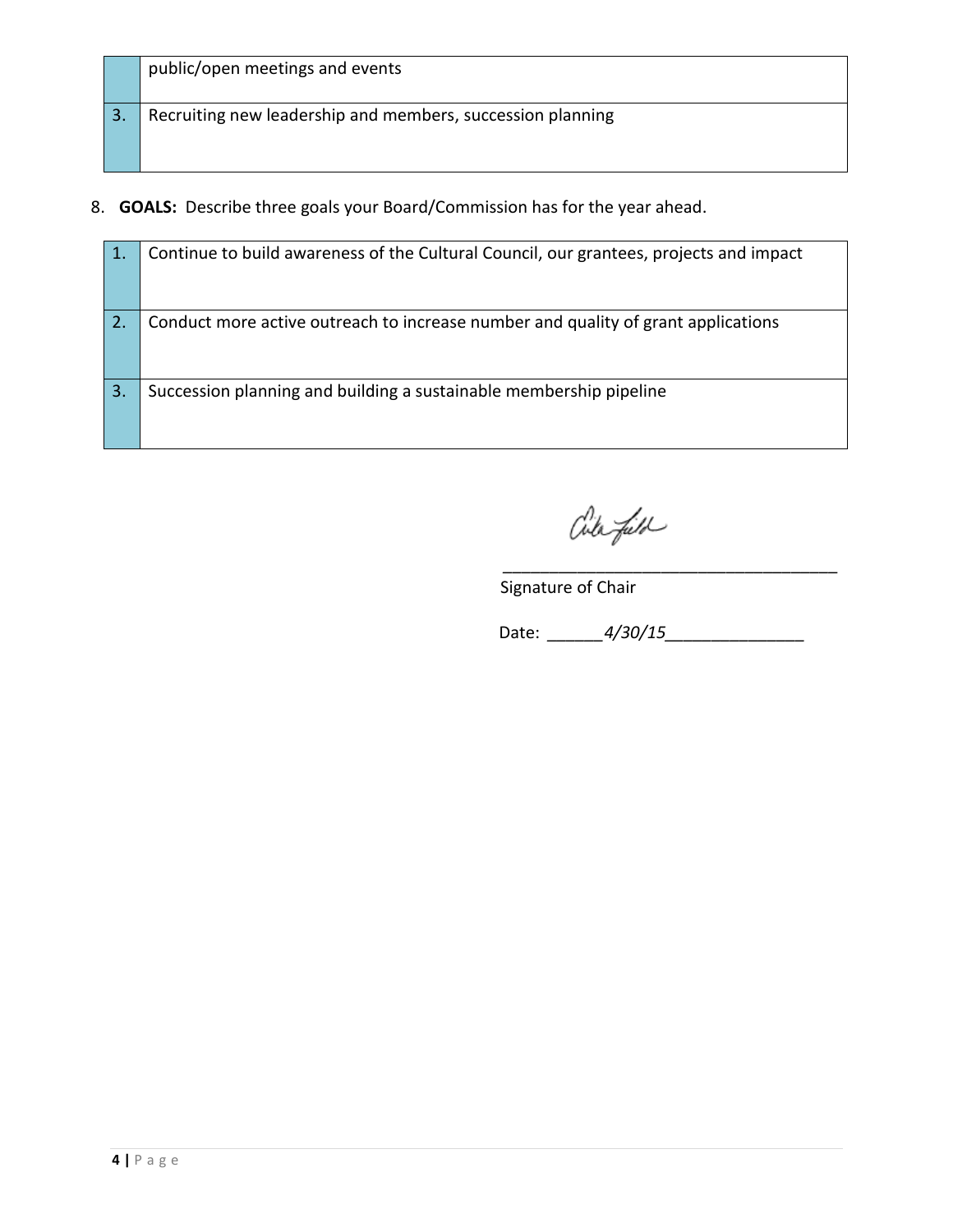| | |
|---|---|
| | public/open meetings and events |
| 3. | Recruiting new leadership and members, succession planning |

8. **GOALS:** Describe three goals your Board/Commission has for the year ahead.

| | |
|---|---|
| 1. | Continue to build awareness of the Cultural Council, our grantees, projects and impact |
| 2. | Conduct more active outreach to increase number and quality of grant applications |
| 3. | Succession planning and building a sustainable membership pipeline |

_____________________________________
Signature of Chair

Date: ______*4/30/15*_______________